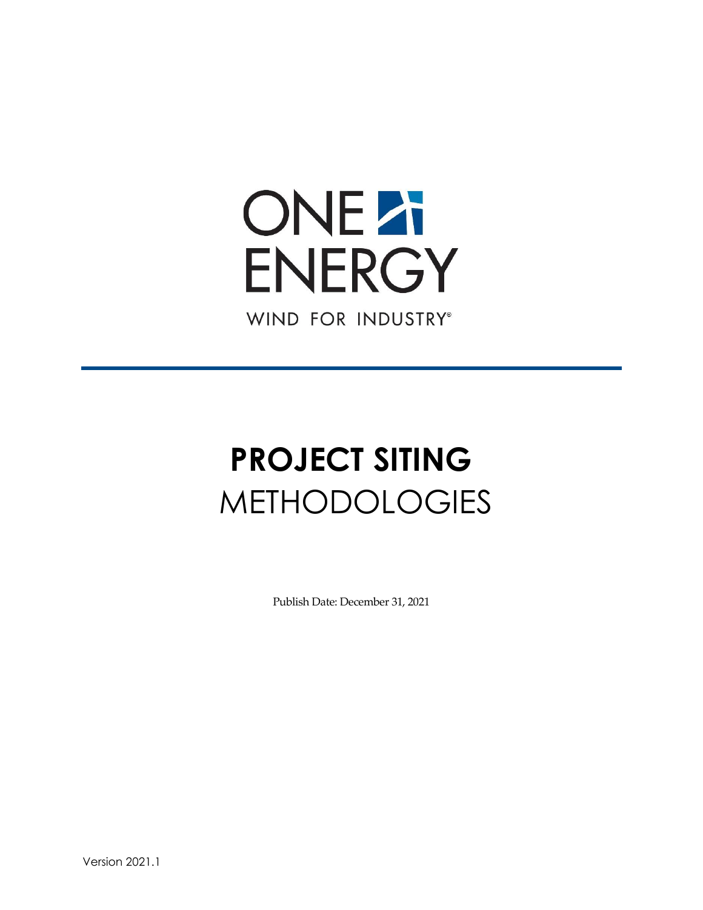ONE ENERGY

WIND FOR INDUSTRY®

# **PROJECT SITING** METHODOLOGIES

Publish Date: December 31, 2021

Version 2021.1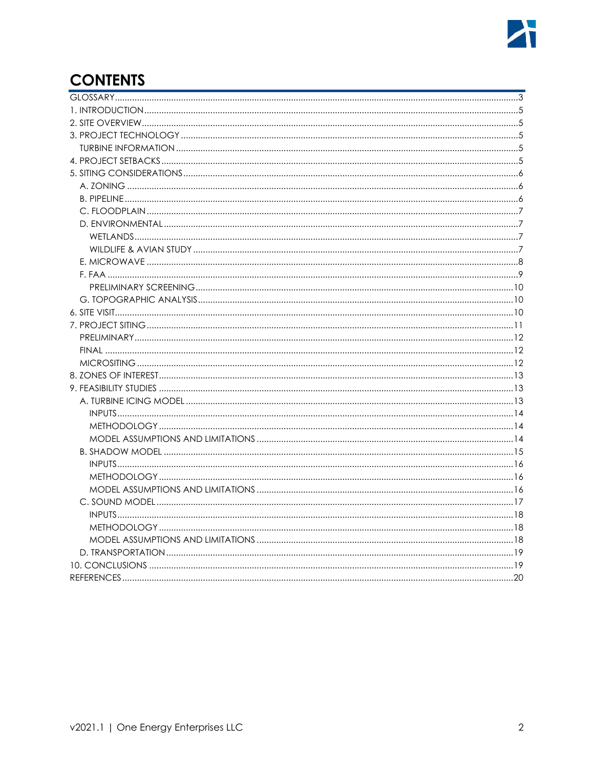# CONTENTS

- GLOSSARY ... 3
- 1. INTRODUCTION ... 5
- 2. SITE OVERVIEW ... 5
- 3. PROJECT TECHNOLOGY ... 5
  - TURBINE INFORMATION ... 5
- 4. PROJECT SETBACKS ... 5
- 5. SITING CONSIDERATIONS ... 6
  - A. ZONING ... 6
  - B. PIPELINE ... 6
  - C. FLOODPLAIN ... 7
  - D. ENVIRONMENTAL ... 7
    - WETLANDS ... 7
    - WILDLIFE & AVIAN STUDY ... 7
  - E. MICROWAVE ... 8
  - F. FAA ... 9
    - PRELIMINARY SCREENING ... 10
  - G. TOPOGRAPHIC ANALYSIS ... 10
- 6. SITE VISIT ... 10
- 7. PROJECT SITING ... 11
  - PRELIMINARY ... 12
  - FINAL ... 12
  - MICROSITING ... 12
- 8. ZONES OF INTEREST ... 13
- 9. FEASIBILITY STUDIES ... 13
  - A. TURBINE ICING MODEL ... 13
    - INPUTS ... 14
    - METHODOLOGY ... 14
    - MODEL ASSUMPTIONS AND LIMITATIONS ... 14
  - B. SHADOW MODEL ... 15
    - INPUTS ... 16
    - METHODOLOGY ... 16
    - MODEL ASSUMPTIONS AND LIMITATIONS ... 16
  - C. SOUND MODEL ... 17
    - INPUTS ... 18
    - METHODOLOGY ... 18
    - MODEL ASSUMPTIONS AND LIMITATIONS ... 18
  - D. TRANSPORTATION ... 19
- 10. CONCLUSIONS ... 19
- REFERENCES ... 20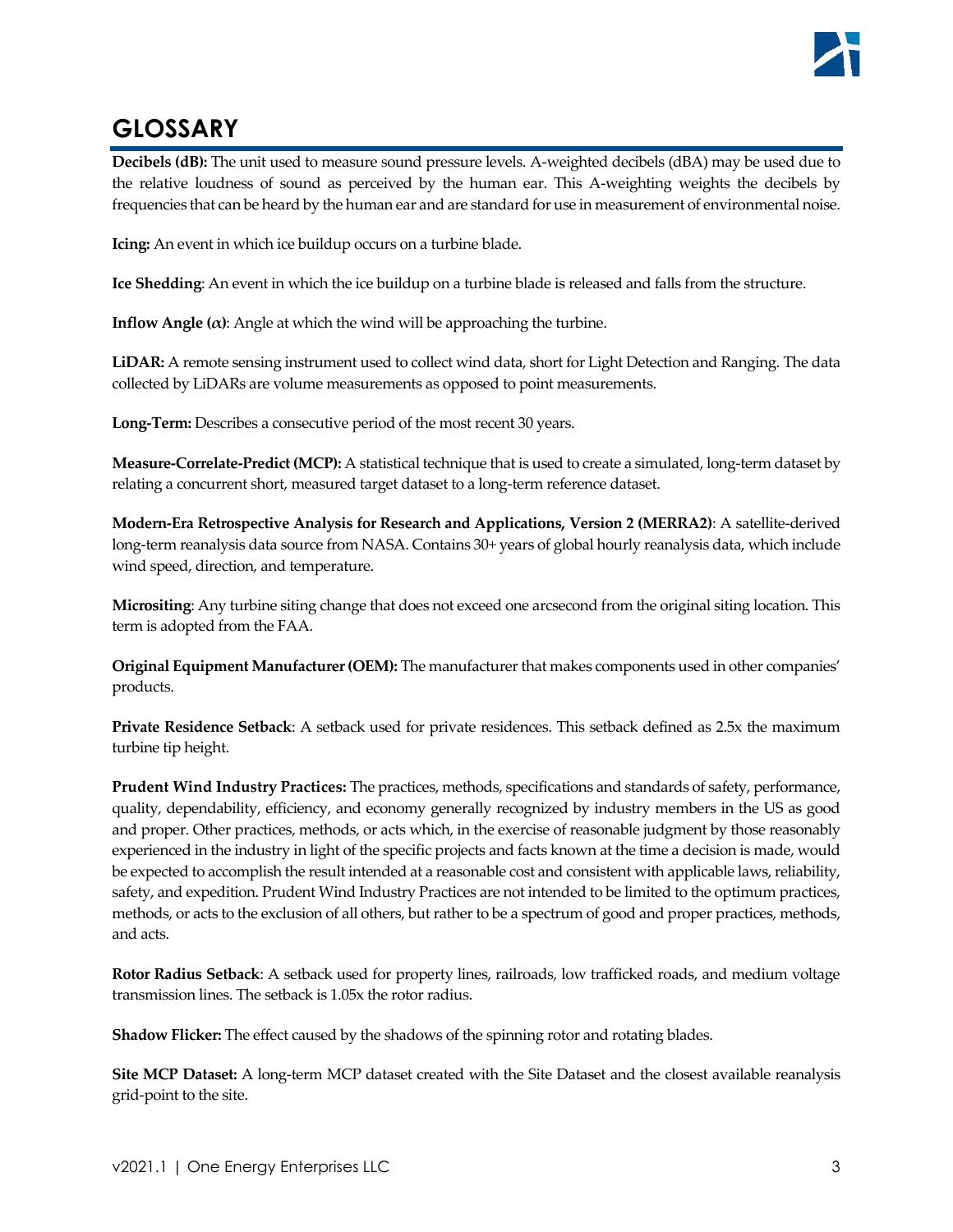# GLOSSARY

**Decibels (dB):** The unit used to measure sound pressure levels. A-weighted decibels (dBA) may be used due to the relative loudness of sound as perceived by the human ear. This A-weighting weights the decibels by frequencies that can be heard by the human ear and are standard for use in measurement of environmental noise.

**Icing:** An event in which ice buildup occurs on a turbine blade.

**Ice Shedding**: An event in which the ice buildup on a turbine blade is released and falls from the structure.

**Inflow Angle ($\alpha$)**: Angle at which the wind will be approaching the turbine.

**LiDAR:** A remote sensing instrument used to collect wind data, short for Light Detection and Ranging. The data collected by LiDARs are volume measurements as opposed to point measurements.

**Long-Term:** Describes a consecutive period of the most recent 30 years.

**Measure-Correlate-Predict (MCP):** A statistical technique that is used to create a simulated, long-term dataset by relating a concurrent short, measured target dataset to a long-term reference dataset.

**Modern-Era Retrospective Analysis for Research and Applications, Version 2 (MERRA2)**: A satellite-derived long-term reanalysis data source from NASA. Contains 30+ years of global hourly reanalysis data, which include wind speed, direction, and temperature.

**Micrositing**: Any turbine siting change that does not exceed one arcsecond from the original siting location. This term is adopted from the FAA.

**Original Equipment Manufacturer (OEM):** The manufacturer that makes components used in other companies' products.

**Private Residence Setback**: A setback used for private residences. This setback defined as 2.5x the maximum turbine tip height.

**Prudent Wind Industry Practices:** The practices, methods, specifications and standards of safety, performance, quality, dependability, efficiency, and economy generally recognized by industry members in the US as good and proper. Other practices, methods, or acts which, in the exercise of reasonable judgment by those reasonably experienced in the industry in light of the specific projects and facts known at the time a decision is made, would be expected to accomplish the result intended at a reasonable cost and consistent with applicable laws, reliability, safety, and expedition. Prudent Wind Industry Practices are not intended to be limited to the optimum practices, methods, or acts to the exclusion of all others, but rather to be a spectrum of good and proper practices, methods, and acts.

**Rotor Radius Setback**: A setback used for property lines, railroads, low trafficked roads, and medium voltage transmission lines. The setback is 1.05x the rotor radius.

**Shadow Flicker:** The effect caused by the shadows of the spinning rotor and rotating blades.

**Site MCP Dataset:** A long-term MCP dataset created with the Site Dataset and the closest available reanalysis grid-point to the site.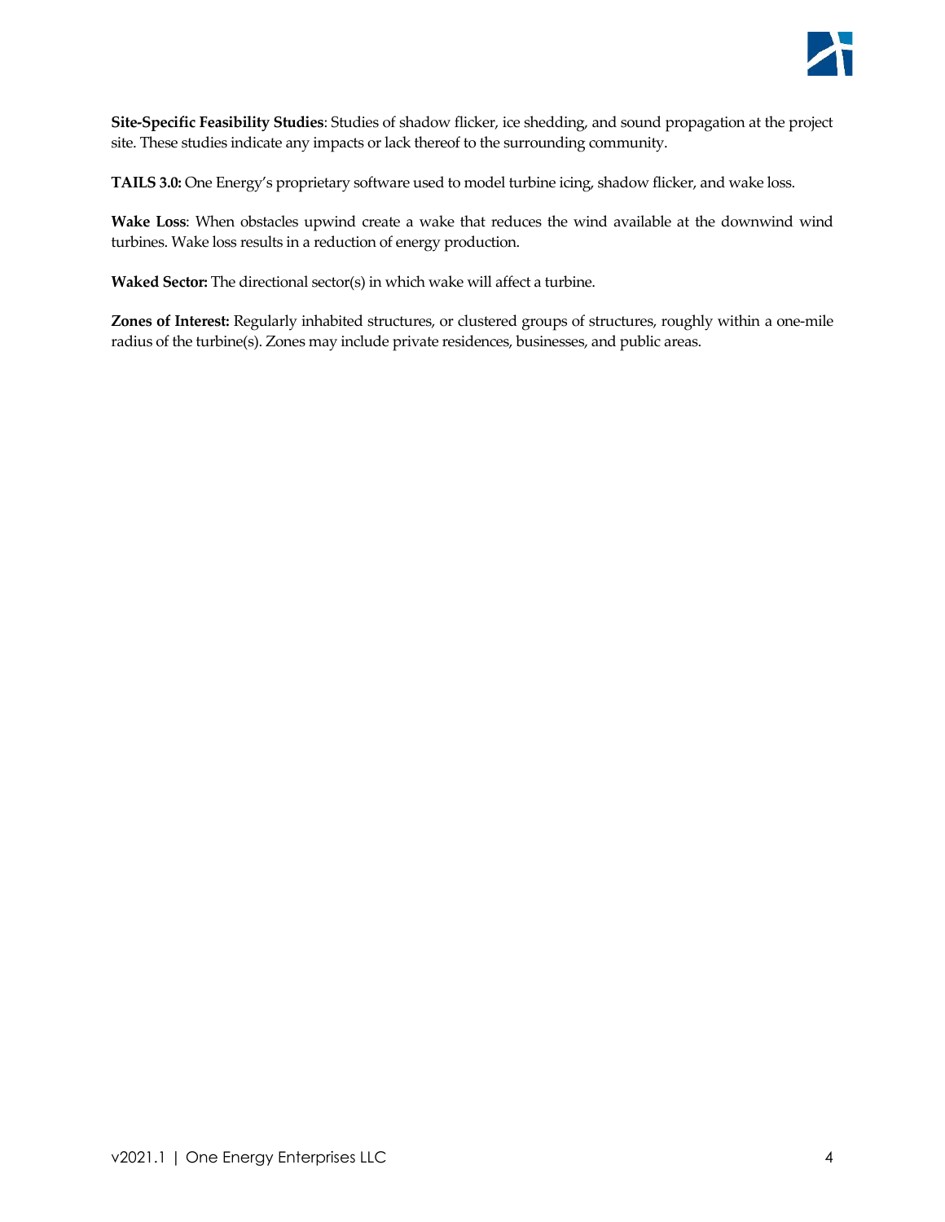**Site-Specific Feasibility Studies**: Studies of shadow flicker, ice shedding, and sound propagation at the project site. These studies indicate any impacts or lack thereof to the surrounding community.

**TAILS 3.0:** One Energy's proprietary software used to model turbine icing, shadow flicker, and wake loss.

**Wake Loss**: When obstacles upwind create a wake that reduces the wind available at the downwind wind turbines. Wake loss results in a reduction of energy production.

**Waked Sector:** The directional sector(s) in which wake will affect a turbine.

**Zones of Interest:** Regularly inhabited structures, or clustered groups of structures, roughly within a one-mile radius of the turbine(s). Zones may include private residences, businesses, and public areas.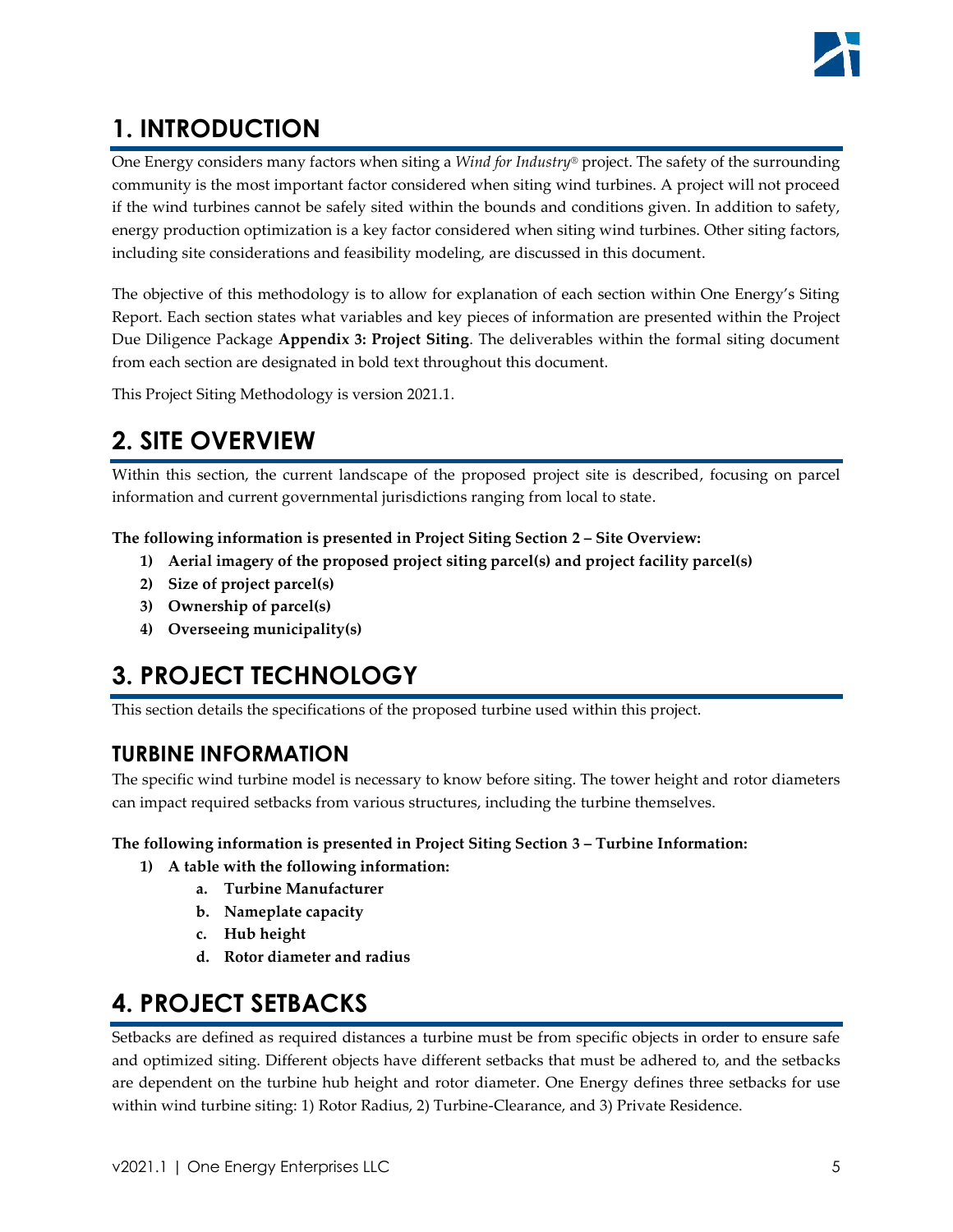# 1. INTRODUCTION

One Energy considers many factors when siting a *Wind for Industry®* project. The safety of the surrounding community is the most important factor considered when siting wind turbines. A project will not proceed if the wind turbines cannot be safely sited within the bounds and conditions given. In addition to safety, energy production optimization is a key factor considered when siting wind turbines. Other siting factors, including site considerations and feasibility modeling, are discussed in this document.

The objective of this methodology is to allow for explanation of each section within One Energy's Siting Report. Each section states what variables and key pieces of information are presented within the Project Due Diligence Package **Appendix 3: Project Siting**. The deliverables within the formal siting document from each section are designated in bold text throughout this document.

This Project Siting Methodology is version 2021.1.

# 2. SITE OVERVIEW

Within this section, the current landscape of the proposed project site is described, focusing on parcel information and current governmental jurisdictions ranging from local to state.

**The following information is presented in Project Siting Section 2 – Site Overview:**

1) **Aerial imagery of the proposed project siting parcel(s) and project facility parcel(s)**
2) **Size of project parcel(s)**
3) **Ownership of parcel(s)**
4) **Overseeing municipality(s)**

# 3. PROJECT TECHNOLOGY

This section details the specifications of the proposed turbine used within this project.

## TURBINE INFORMATION

The specific wind turbine model is necessary to know before siting. The tower height and rotor diameters can impact required setbacks from various structures, including the turbine themselves.

**The following information is presented in Project Siting Section 3 – Turbine Information:**

1) **A table with the following information:**
    a. **Turbine Manufacturer**
    b. **Nameplate capacity**
    c. **Hub height**
    d. **Rotor diameter and radius**

# 4. PROJECT SETBACKS

Setbacks are defined as required distances a turbine must be from specific objects in order to ensure safe and optimized siting. Different objects have different setbacks that must be adhered to, and the setbacks are dependent on the turbine hub height and rotor diameter. One Energy defines three setbacks for use within wind turbine siting: 1) Rotor Radius, 2) Turbine-Clearance, and 3) Private Residence.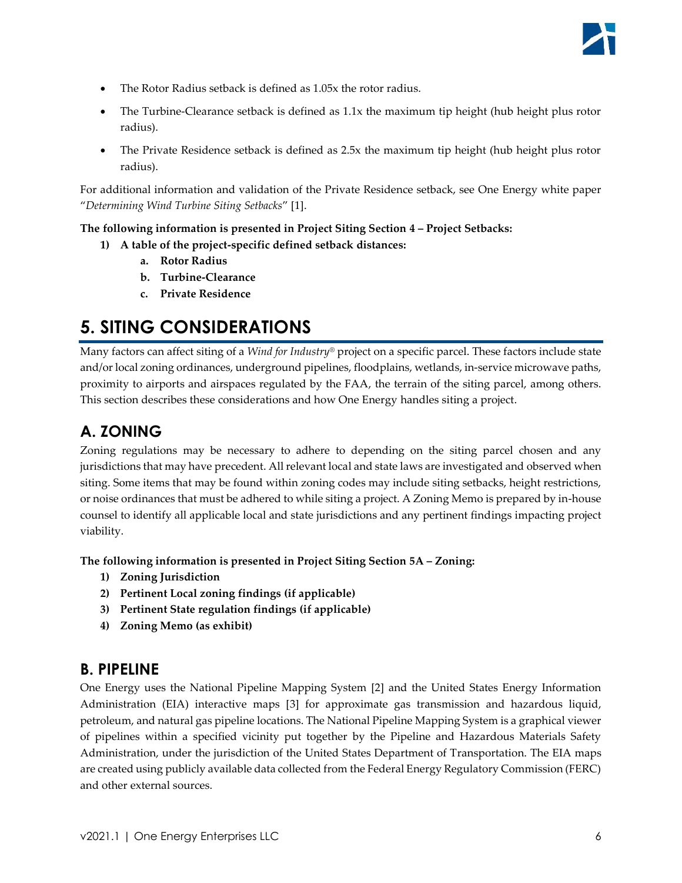- The Rotor Radius setback is defined as 1.05x the rotor radius.
- The Turbine-Clearance setback is defined as 1.1x the maximum tip height (hub height plus rotor radius).
- The Private Residence setback is defined as 2.5x the maximum tip height (hub height plus rotor radius).

For additional information and validation of the Private Residence setback, see One Energy white paper "*Determining Wind Turbine Siting Setbacks*" [1].

**The following information is presented in Project Siting Section 4 – Project Setbacks:**

1) **A table of the project-specific defined setback distances:**
    a. **Rotor Radius**
    b. **Turbine-Clearance**
    c. **Private Residence**

# 5. SITING CONSIDERATIONS

Many factors can affect siting of a *Wind for Industry*® project on a specific parcel. These factors include state and/or local zoning ordinances, underground pipelines, floodplains, wetlands, in-service microwave paths, proximity to airports and airspaces regulated by the FAA, the terrain of the siting parcel, among others. This section describes these considerations and how One Energy handles siting a project.

## A. ZONING

Zoning regulations may be necessary to adhere to depending on the siting parcel chosen and any jurisdictions that may have precedent. All relevant local and state laws are investigated and observed when siting. Some items that may be found within zoning codes may include siting setbacks, height restrictions, or noise ordinances that must be adhered to while siting a project. A Zoning Memo is prepared by in-house counsel to identify all applicable local and state jurisdictions and any pertinent findings impacting project viability.

**The following information is presented in Project Siting Section 5A – Zoning:**

1) **Zoning Jurisdiction**
2) **Pertinent Local zoning findings (if applicable)**
3) **Pertinent State regulation findings (if applicable)**
4) **Zoning Memo (as exhibit)**

## B. PIPELINE

One Energy uses the National Pipeline Mapping System [2] and the United States Energy Information Administration (EIA) interactive maps [3] for approximate gas transmission and hazardous liquid, petroleum, and natural gas pipeline locations. The National Pipeline Mapping System is a graphical viewer of pipelines within a specified vicinity put together by the Pipeline and Hazardous Materials Safety Administration, under the jurisdiction of the United States Department of Transportation. The EIA maps are created using publicly available data collected from the Federal Energy Regulatory Commission (FERC) and other external sources.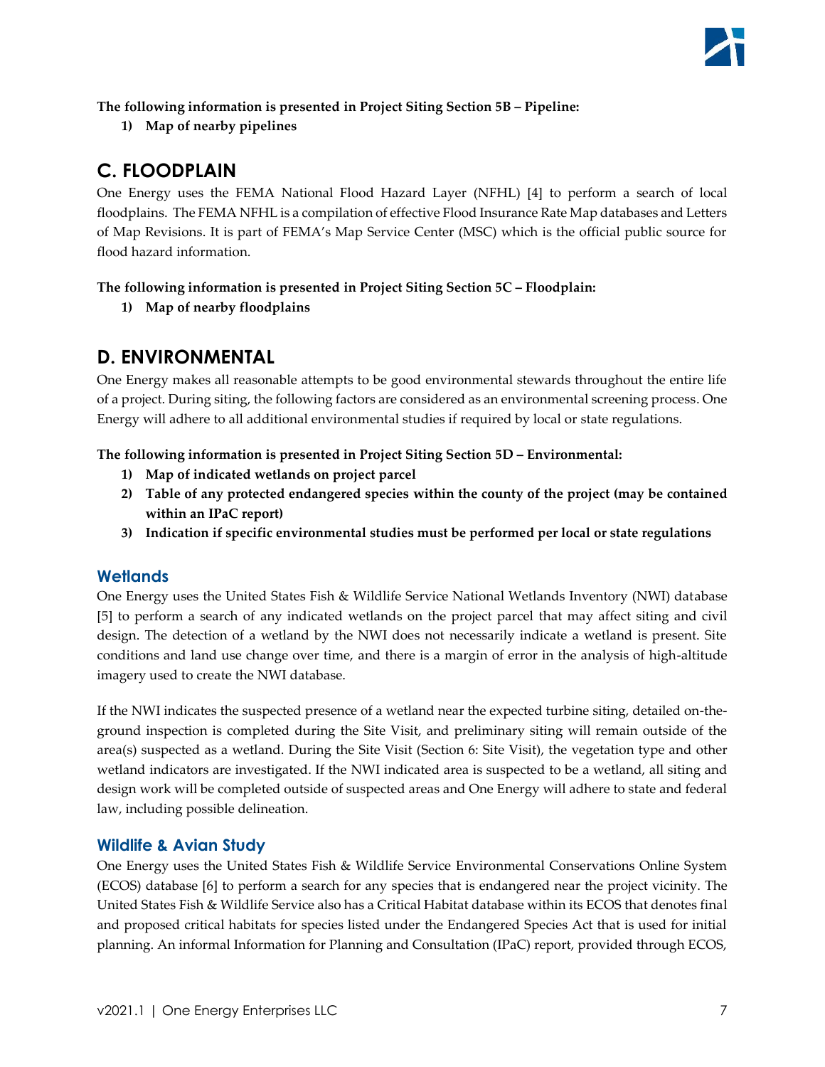**The following information is presented in Project Siting Section 5B – Pipeline:**

1) **Map of nearby pipelines**

## C. FLOODPLAIN

One Energy uses the FEMA National Flood Hazard Layer (NFHL) [4] to perform a search of local floodplains. The FEMA NFHL is a compilation of effective Flood Insurance Rate Map databases and Letters of Map Revisions. It is part of FEMA's Map Service Center (MSC) which is the official public source for flood hazard information.

**The following information is presented in Project Siting Section 5C – Floodplain:**

1) **Map of nearby floodplains**

## D. ENVIRONMENTAL

One Energy makes all reasonable attempts to be good environmental stewards throughout the entire life of a project. During siting, the following factors are considered as an environmental screening process. One Energy will adhere to all additional environmental studies if required by local or state regulations.

**The following information is presented in Project Siting Section 5D – Environmental:**

1) **Map of indicated wetlands on project parcel**
2) **Table of any protected endangered species within the county of the project (may be contained within an IPaC report)**
3) **Indication if specific environmental studies must be performed per local or state regulations**

### Wetlands

One Energy uses the United States Fish & Wildlife Service National Wetlands Inventory (NWI) database [5] to perform a search of any indicated wetlands on the project parcel that may affect siting and civil design. The detection of a wetland by the NWI does not necessarily indicate a wetland is present. Site conditions and land use change over time, and there is a margin of error in the analysis of high-altitude imagery used to create the NWI database.

If the NWI indicates the suspected presence of a wetland near the expected turbine siting, detailed on-the-ground inspection is completed during the Site Visit, and preliminary siting will remain outside of the area(s) suspected as a wetland. During the Site Visit (Section 6: Site Visit), the vegetation type and other wetland indicators are investigated. If the NWI indicated area is suspected to be a wetland, all siting and design work will be completed outside of suspected areas and One Energy will adhere to state and federal law, including possible delineation.

### Wildlife & Avian Study

One Energy uses the United States Fish & Wildlife Service Environmental Conservations Online System (ECOS) database [6] to perform a search for any species that is endangered near the project vicinity. The United States Fish & Wildlife Service also has a Critical Habitat database within its ECOS that denotes final and proposed critical habitats for species listed under the Endangered Species Act that is used for initial planning. An informal Information for Planning and Consultation (IPaC) report, provided through ECOS,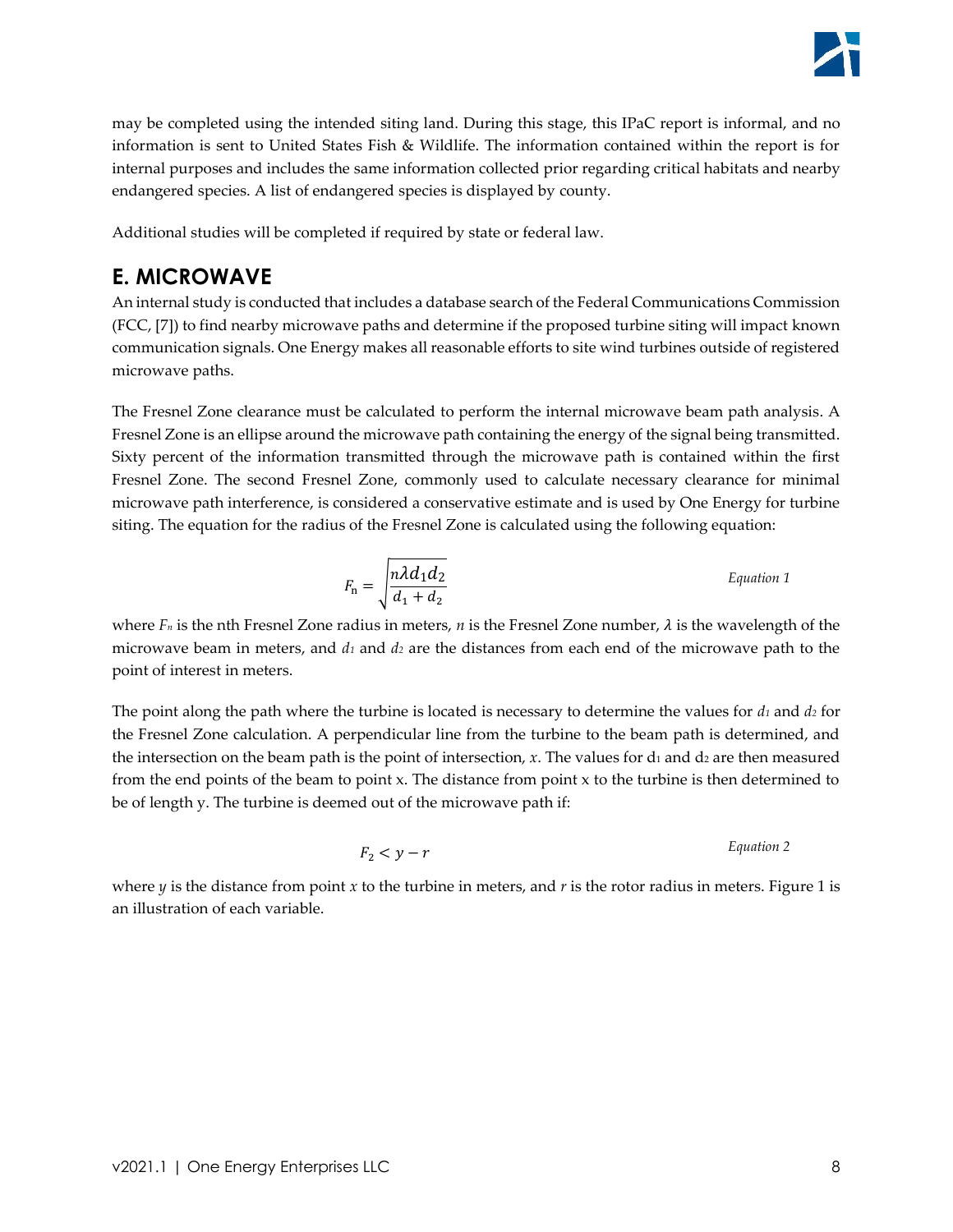may be completed using the intended siting land. During this stage, this IPaC report is informal, and no information is sent to United States Fish & Wildlife. The information contained within the report is for internal purposes and includes the same information collected prior regarding critical habitats and nearby endangered species. A list of endangered species is displayed by county.

Additional studies will be completed if required by state or federal law.

## E. MICROWAVE

An internal study is conducted that includes a database search of the Federal Communications Commission (FCC, [7]) to find nearby microwave paths and determine if the proposed turbine siting will impact known communication signals. One Energy makes all reasonable efforts to site wind turbines outside of registered microwave paths.

The Fresnel Zone clearance must be calculated to perform the internal microwave beam path analysis. A Fresnel Zone is an ellipse around the microwave path containing the energy of the signal being transmitted. Sixty percent of the information transmitted through the microwave path is contained within the first Fresnel Zone. The second Fresnel Zone, commonly used to calculate necessary clearance for minimal microwave path interference, is considered a conservative estimate and is used by One Energy for turbine siting. The equation for the radius of the Fresnel Zone is calculated using the following equation:

$$F_{\mathrm{n}} = \sqrt{\frac{n\lambda d_1 d_2}{d_1 + d_2}} \qquad \textit{Equation 1}$$

where $F_n$ is the nth Fresnel Zone radius in meters, $n$ is the Fresnel Zone number, $\lambda$ is the wavelength of the microwave beam in meters, and $d_1$ and $d_2$ are the distances from each end of the microwave path to the point of interest in meters.

The point along the path where the turbine is located is necessary to determine the values for $d_1$ and $d_2$ for the Fresnel Zone calculation. A perpendicular line from the turbine to the beam path is determined, and the intersection on the beam path is the point of intersection, $x$. The values for $d_1$ and $d_2$ are then measured from the end points of the beam to point x. The distance from point x to the turbine is then determined to be of length y. The turbine is deemed out of the microwave path if:

$$F_2 < y - r \qquad \textit{Equation 2}$$

where $y$ is the distance from point $x$ to the turbine in meters, and $r$ is the rotor radius in meters. Figure 1 is an illustration of each variable.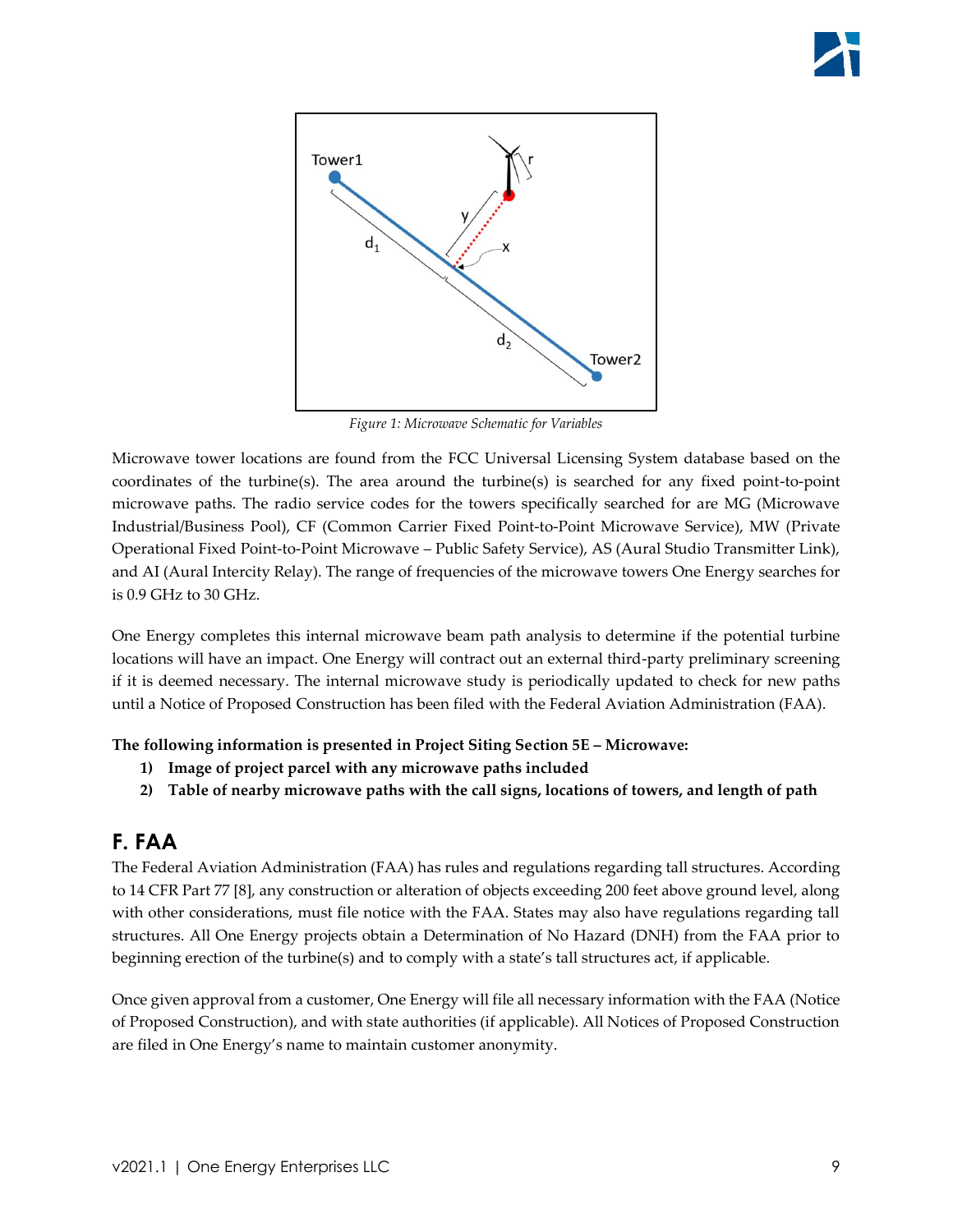*Figure 1: Microwave Schematic for Variables*

Microwave tower locations are found from the FCC Universal Licensing System database based on the coordinates of the turbine(s). The area around the turbine(s) is searched for any fixed point-to-point microwave paths. The radio service codes for the towers specifically searched for are MG (Microwave Industrial/Business Pool), CF (Common Carrier Fixed Point-to-Point Microwave Service), MW (Private Operational Fixed Point-to-Point Microwave – Public Safety Service), AS (Aural Studio Transmitter Link), and AI (Aural Intercity Relay). The range of frequencies of the microwave towers One Energy searches for is 0.9 GHz to 30 GHz.

One Energy completes this internal microwave beam path analysis to determine if the potential turbine locations will have an impact. One Energy will contract out an external third-party preliminary screening if it is deemed necessary. The internal microwave study is periodically updated to check for new paths until a Notice of Proposed Construction has been filed with the Federal Aviation Administration (FAA).

**The following information is presented in Project Siting Section 5E – Microwave:**

1) **Image of project parcel with any microwave paths included**
2) **Table of nearby microwave paths with the call signs, locations of towers, and length of path**

## F. FAA

The Federal Aviation Administration (FAA) has rules and regulations regarding tall structures. According to 14 CFR Part 77 [8], any construction or alteration of objects exceeding 200 feet above ground level, along with other considerations, must file notice with the FAA. States may also have regulations regarding tall structures. All One Energy projects obtain a Determination of No Hazard (DNH) from the FAA prior to beginning erection of the turbine(s) and to comply with a state's tall structures act, if applicable.

Once given approval from a customer, One Energy will file all necessary information with the FAA (Notice of Proposed Construction), and with state authorities (if applicable). All Notices of Proposed Construction are filed in One Energy's name to maintain customer anonymity.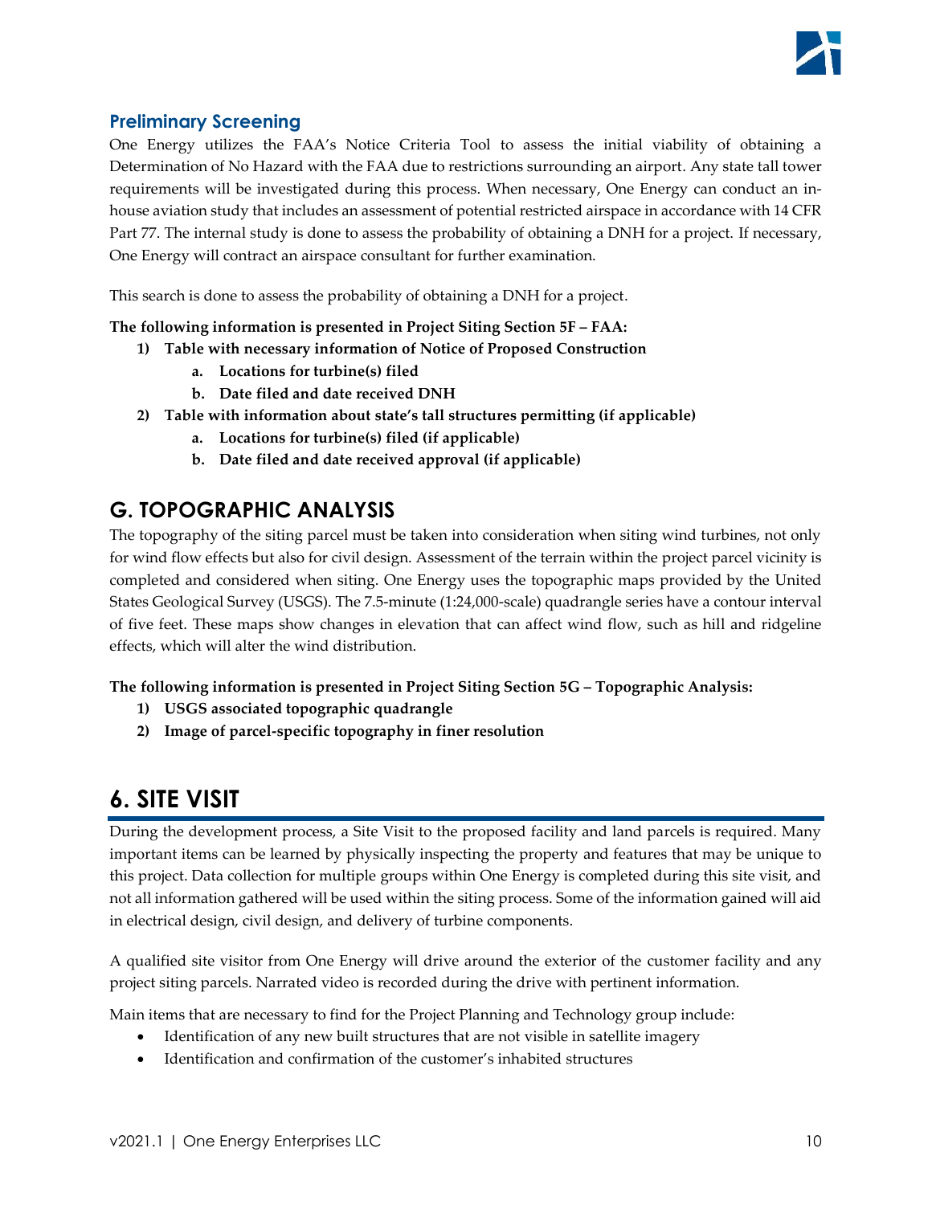### Preliminary Screening

One Energy utilizes the FAA's Notice Criteria Tool to assess the initial viability of obtaining a Determination of No Hazard with the FAA due to restrictions surrounding an airport. Any state tall tower requirements will be investigated during this process. When necessary, One Energy can conduct an in-house aviation study that includes an assessment of potential restricted airspace in accordance with 14 CFR Part 77. The internal study is done to assess the probability of obtaining a DNH for a project. If necessary, One Energy will contract an airspace consultant for further examination.

This search is done to assess the probability of obtaining a DNH for a project.

**The following information is presented in Project Siting Section 5F – FAA:**

1) **Table with necessary information of Notice of Proposed Construction**
    a. **Locations for turbine(s) filed**
    b. **Date filed and date received DNH**
2) **Table with information about state's tall structures permitting (if applicable)**
    a. **Locations for turbine(s) filed (if applicable)**
    b. **Date filed and date received approval (if applicable)**

## G. TOPOGRAPHIC ANALYSIS

The topography of the siting parcel must be taken into consideration when siting wind turbines, not only for wind flow effects but also for civil design. Assessment of the terrain within the project parcel vicinity is completed and considered when siting. One Energy uses the topographic maps provided by the United States Geological Survey (USGS). The 7.5-minute (1:24,000-scale) quadrangle series have a contour interval of five feet. These maps show changes in elevation that can affect wind flow, such as hill and ridgeline effects, which will alter the wind distribution.

**The following information is presented in Project Siting Section 5G – Topographic Analysis:**

1) **USGS associated topographic quadrangle**
2) **Image of parcel-specific topography in finer resolution**

# 6. SITE VISIT

During the development process, a Site Visit to the proposed facility and land parcels is required. Many important items can be learned by physically inspecting the property and features that may be unique to this project. Data collection for multiple groups within One Energy is completed during this site visit, and not all information gathered will be used within the siting process. Some of the information gained will aid in electrical design, civil design, and delivery of turbine components.

A qualified site visitor from One Energy will drive around the exterior of the customer facility and any project siting parcels. Narrated video is recorded during the drive with pertinent information.

Main items that are necessary to find for the Project Planning and Technology group include:

- Identification of any new built structures that are not visible in satellite imagery
- Identification and confirmation of the customer's inhabited structures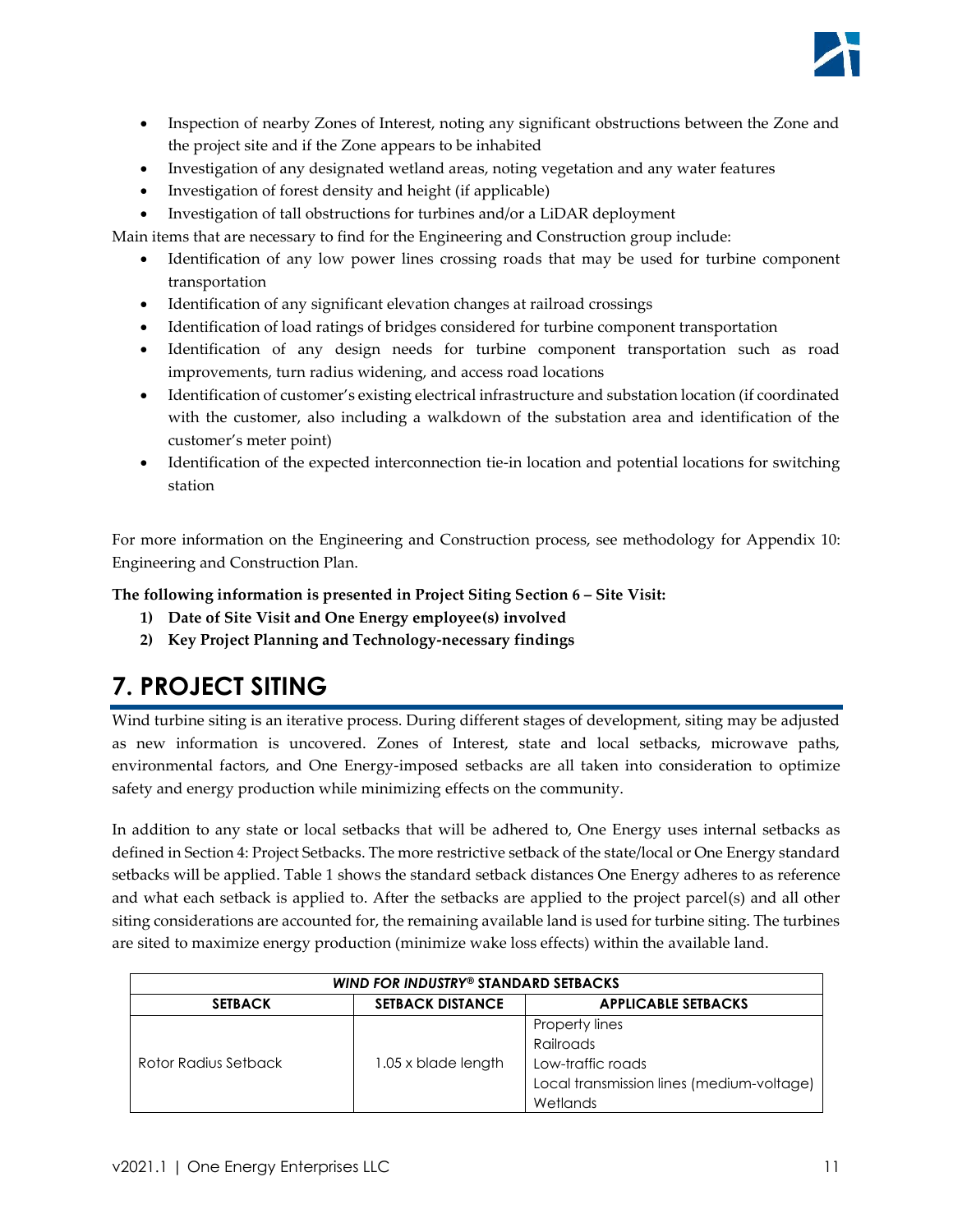- Inspection of nearby Zones of Interest, noting any significant obstructions between the Zone and the project site and if the Zone appears to be inhabited
- Investigation of any designated wetland areas, noting vegetation and any water features
- Investigation of forest density and height (if applicable)
- Investigation of tall obstructions for turbines and/or a LiDAR deployment

Main items that are necessary to find for the Engineering and Construction group include:

- Identification of any low power lines crossing roads that may be used for turbine component transportation
- Identification of any significant elevation changes at railroad crossings
- Identification of load ratings of bridges considered for turbine component transportation
- Identification of any design needs for turbine component transportation such as road improvements, turn radius widening, and access road locations
- Identification of customer's existing electrical infrastructure and substation location (if coordinated with the customer, also including a walkdown of the substation area and identification of the customer's meter point)
- Identification of the expected interconnection tie-in location and potential locations for switching station

For more information on the Engineering and Construction process, see methodology for Appendix 10: Engineering and Construction Plan.

**The following information is presented in Project Siting Section 6 – Site Visit:**

1) **Date of Site Visit and One Energy employee(s) involved**
2) **Key Project Planning and Technology-necessary findings**

# 7. PROJECT SITING

Wind turbine siting is an iterative process. During different stages of development, siting may be adjusted as new information is uncovered. Zones of Interest, state and local setbacks, microwave paths, environmental factors, and One Energy-imposed setbacks are all taken into consideration to optimize safety and energy production while minimizing effects on the community.

In addition to any state or local setbacks that will be adhered to, One Energy uses internal setbacks as defined in Section 4: Project Setbacks. The more restrictive setback of the state/local or One Energy standard setbacks will be applied. Table 1 shows the standard setback distances One Energy adheres to as reference and what each setback is applied to. After the setbacks are applied to the project parcel(s) and all other siting considerations are accounted for, the remaining available land is used for turbine siting. The turbines are sited to maximize energy production (minimize wake loss effects) within the available land.

| ***WIND FOR INDUSTRY®* STANDARD SETBACKS** | | |
|---|---|---|
| **SETBACK** | **SETBACK DISTANCE** | **APPLICABLE SETBACKS** |
| Rotor Radius Setback | 1.05 x blade length | Property lines<br>Railroads<br>Low-traffic roads<br>Local transmission lines (medium-voltage)<br>Wetlands |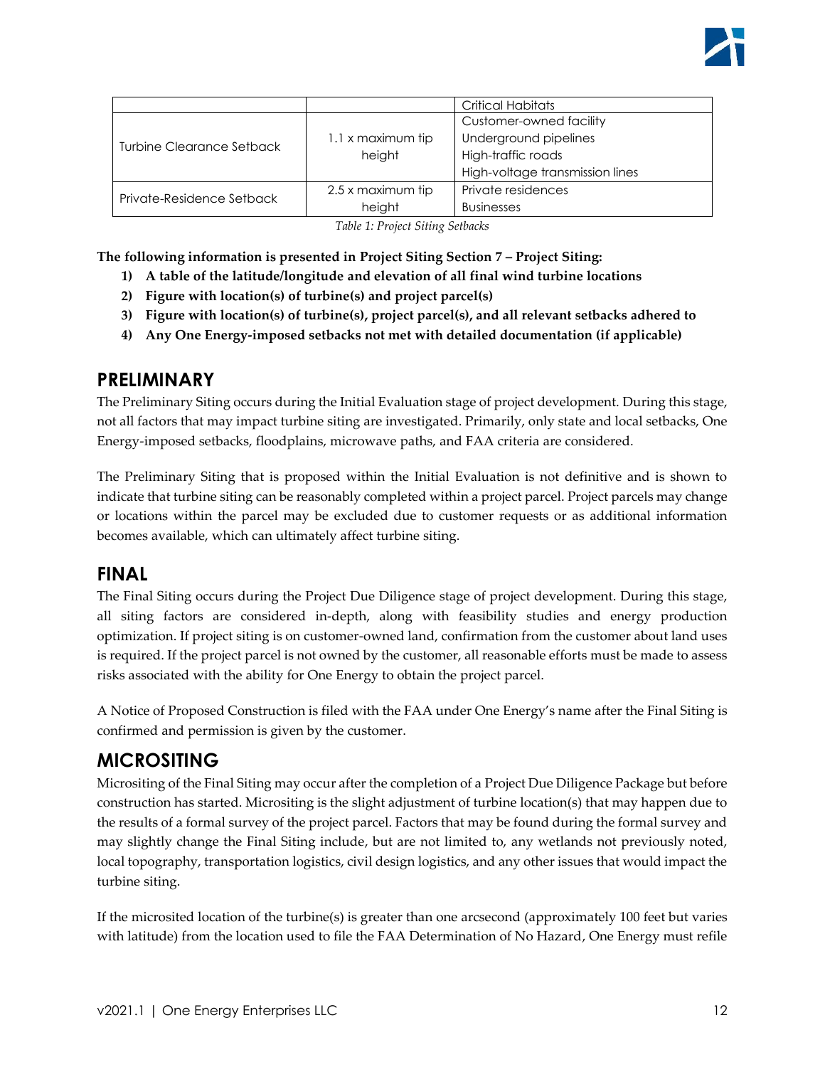| | | |
|---|---|---|
| | | Critical Habitats |
| Turbine Clearance Setback | 1.1 x maximum tip height | Customer-owned facility<br>Underground pipelines<br>High-traffic roads<br>High-voltage transmission lines |
| Private-Residence Setback | 2.5 x maximum tip height | Private residences<br>Businesses |

*Table 1: Project Siting Setbacks*

**The following information is presented in Project Siting Section 7 – Project Siting:**

1) **A table of the latitude/longitude and elevation of all final wind turbine locations**
2) **Figure with location(s) of turbine(s) and project parcel(s)**
3) **Figure with location(s) of turbine(s), project parcel(s), and all relevant setbacks adhered to**
4) **Any One Energy-imposed setbacks not met with detailed documentation (if applicable)**

## PRELIMINARY

The Preliminary Siting occurs during the Initial Evaluation stage of project development. During this stage, not all factors that may impact turbine siting are investigated. Primarily, only state and local setbacks, One Energy-imposed setbacks, floodplains, microwave paths, and FAA criteria are considered.

The Preliminary Siting that is proposed within the Initial Evaluation is not definitive and is shown to indicate that turbine siting can be reasonably completed within a project parcel. Project parcels may change or locations within the parcel may be excluded due to customer requests or as additional information becomes available, which can ultimately affect turbine siting.

## FINAL

The Final Siting occurs during the Project Due Diligence stage of project development. During this stage, all siting factors are considered in-depth, along with feasibility studies and energy production optimization. If project siting is on customer-owned land, confirmation from the customer about land uses is required. If the project parcel is not owned by the customer, all reasonable efforts must be made to assess risks associated with the ability for One Energy to obtain the project parcel.

A Notice of Proposed Construction is filed with the FAA under One Energy's name after the Final Siting is confirmed and permission is given by the customer.

## MICROSITING

Micrositing of the Final Siting may occur after the completion of a Project Due Diligence Package but before construction has started. Micrositing is the slight adjustment of turbine location(s) that may happen due to the results of a formal survey of the project parcel. Factors that may be found during the formal survey and may slightly change the Final Siting include, but are not limited to, any wetlands not previously noted, local topography, transportation logistics, civil design logistics, and any other issues that would impact the turbine siting.

If the microsited location of the turbine(s) is greater than one arcsecond (approximately 100 feet but varies with latitude) from the location used to file the FAA Determination of No Hazard, One Energy must refile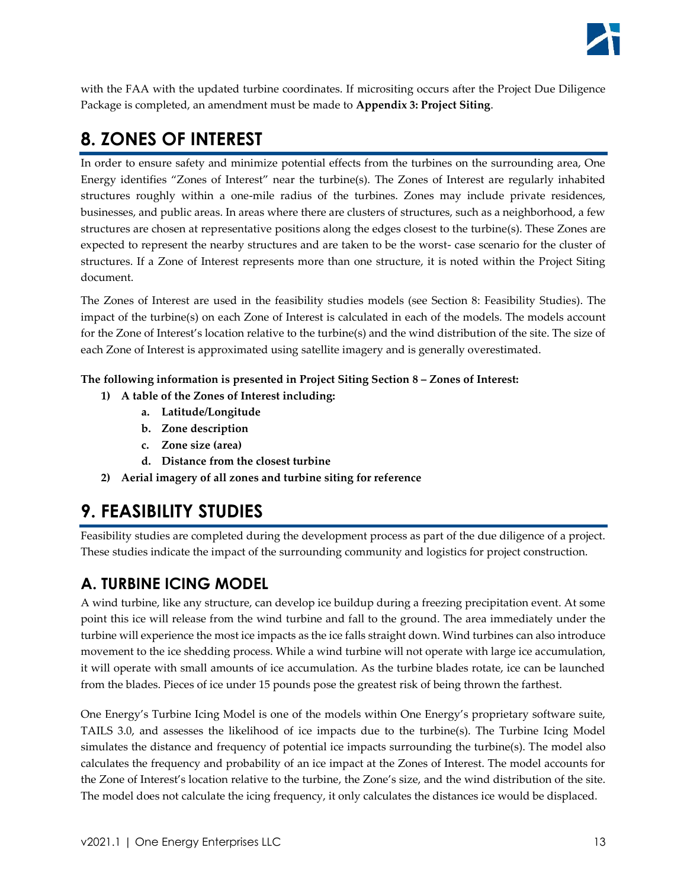with the FAA with the updated turbine coordinates. If micrositing occurs after the Project Due Diligence Package is completed, an amendment must be made to **Appendix 3: Project Siting**.

# 8. ZONES OF INTEREST

In order to ensure safety and minimize potential effects from the turbines on the surrounding area, One Energy identifies "Zones of Interest" near the turbine(s). The Zones of Interest are regularly inhabited structures roughly within a one-mile radius of the turbines. Zones may include private residences, businesses, and public areas. In areas where there are clusters of structures, such as a neighborhood, a few structures are chosen at representative positions along the edges closest to the turbine(s). These Zones are expected to represent the nearby structures and are taken to be the worst- case scenario for the cluster of structures. If a Zone of Interest represents more than one structure, it is noted within the Project Siting document.

The Zones of Interest are used in the feasibility studies models (see Section 8: Feasibility Studies). The impact of the turbine(s) on each Zone of Interest is calculated in each of the models. The models account for the Zone of Interest's location relative to the turbine(s) and the wind distribution of the site. The size of each Zone of Interest is approximated using satellite imagery and is generally overestimated.

**The following information is presented in Project Siting Section 8 – Zones of Interest:**

1) **A table of the Zones of Interest including:**
    a. **Latitude/Longitude**
    b. **Zone description**
    c. **Zone size (area)**
    d. **Distance from the closest turbine**
2) **Aerial imagery of all zones and turbine siting for reference**

# 9. FEASIBILITY STUDIES

Feasibility studies are completed during the development process as part of the due diligence of a project. These studies indicate the impact of the surrounding community and logistics for project construction.

## A. TURBINE ICING MODEL

A wind turbine, like any structure, can develop ice buildup during a freezing precipitation event. At some point this ice will release from the wind turbine and fall to the ground. The area immediately under the turbine will experience the most ice impacts as the ice falls straight down. Wind turbines can also introduce movement to the ice shedding process. While a wind turbine will not operate with large ice accumulation, it will operate with small amounts of ice accumulation. As the turbine blades rotate, ice can be launched from the blades. Pieces of ice under 15 pounds pose the greatest risk of being thrown the farthest.

One Energy's Turbine Icing Model is one of the models within One Energy's proprietary software suite, TAILS 3.0, and assesses the likelihood of ice impacts due to the turbine(s). The Turbine Icing Model simulates the distance and frequency of potential ice impacts surrounding the turbine(s). The model also calculates the frequency and probability of an ice impact at the Zones of Interest. The model accounts for the Zone of Interest's location relative to the turbine, the Zone's size, and the wind distribution of the site. The model does not calculate the icing frequency, it only calculates the distances ice would be displaced.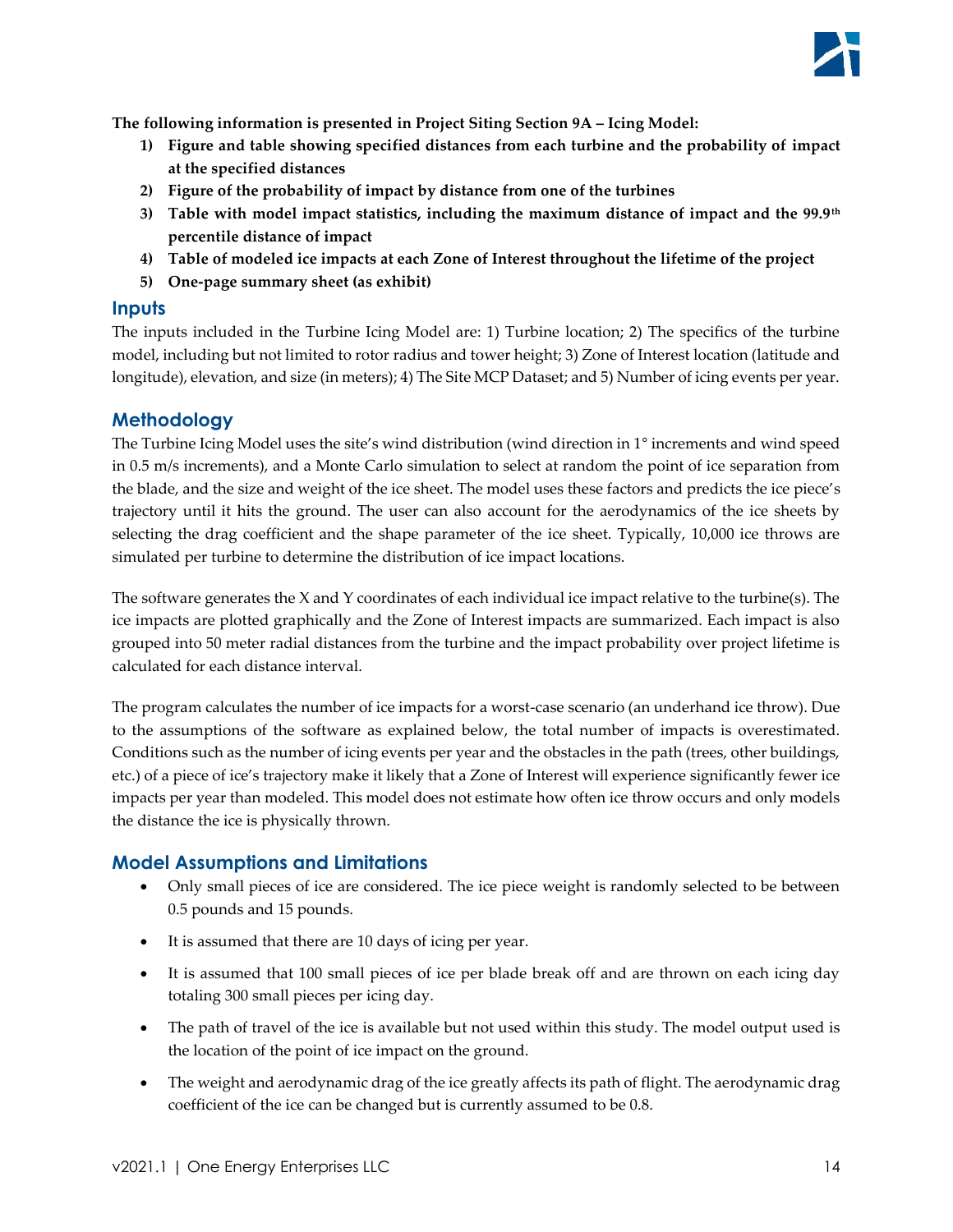**The following information is presented in Project Siting Section 9A – Icing Model:**

1) **Figure and table showing specified distances from each turbine and the probability of impact at the specified distances**
2) **Figure of the probability of impact by distance from one of the turbines**
3) **Table with model impact statistics, including the maximum distance of impact and the 99.9th percentile distance of impact**
4) **Table of modeled ice impacts at each Zone of Interest throughout the lifetime of the project**
5) **One-page summary sheet (as exhibit)**

## Inputs

The inputs included in the Turbine Icing Model are: 1) Turbine location; 2) The specifics of the turbine model, including but not limited to rotor radius and tower height; 3) Zone of Interest location (latitude and longitude), elevation, and size (in meters); 4) The Site MCP Dataset; and 5) Number of icing events per year.

## Methodology

The Turbine Icing Model uses the site's wind distribution (wind direction in 1° increments and wind speed in 0.5 m/s increments), and a Monte Carlo simulation to select at random the point of ice separation from the blade, and the size and weight of the ice sheet. The model uses these factors and predicts the ice piece's trajectory until it hits the ground. The user can also account for the aerodynamics of the ice sheets by selecting the drag coefficient and the shape parameter of the ice sheet. Typically, 10,000 ice throws are simulated per turbine to determine the distribution of ice impact locations.

The software generates the X and Y coordinates of each individual ice impact relative to the turbine(s). The ice impacts are plotted graphically and the Zone of Interest impacts are summarized. Each impact is also grouped into 50 meter radial distances from the turbine and the impact probability over project lifetime is calculated for each distance interval.

The program calculates the number of ice impacts for a worst-case scenario (an underhand ice throw). Due to the assumptions of the software as explained below, the total number of impacts is overestimated. Conditions such as the number of icing events per year and the obstacles in the path (trees, other buildings, etc.) of a piece of ice's trajectory make it likely that a Zone of Interest will experience significantly fewer ice impacts per year than modeled. This model does not estimate how often ice throw occurs and only models the distance the ice is physically thrown.

## Model Assumptions and Limitations

- Only small pieces of ice are considered. The ice piece weight is randomly selected to be between 0.5 pounds and 15 pounds.
- It is assumed that there are 10 days of icing per year.
- It is assumed that 100 small pieces of ice per blade break off and are thrown on each icing day totaling 300 small pieces per icing day.
- The path of travel of the ice is available but not used within this study. The model output used is the location of the point of ice impact on the ground.
- The weight and aerodynamic drag of the ice greatly affects its path of flight. The aerodynamic drag coefficient of the ice can be changed but is currently assumed to be 0.8.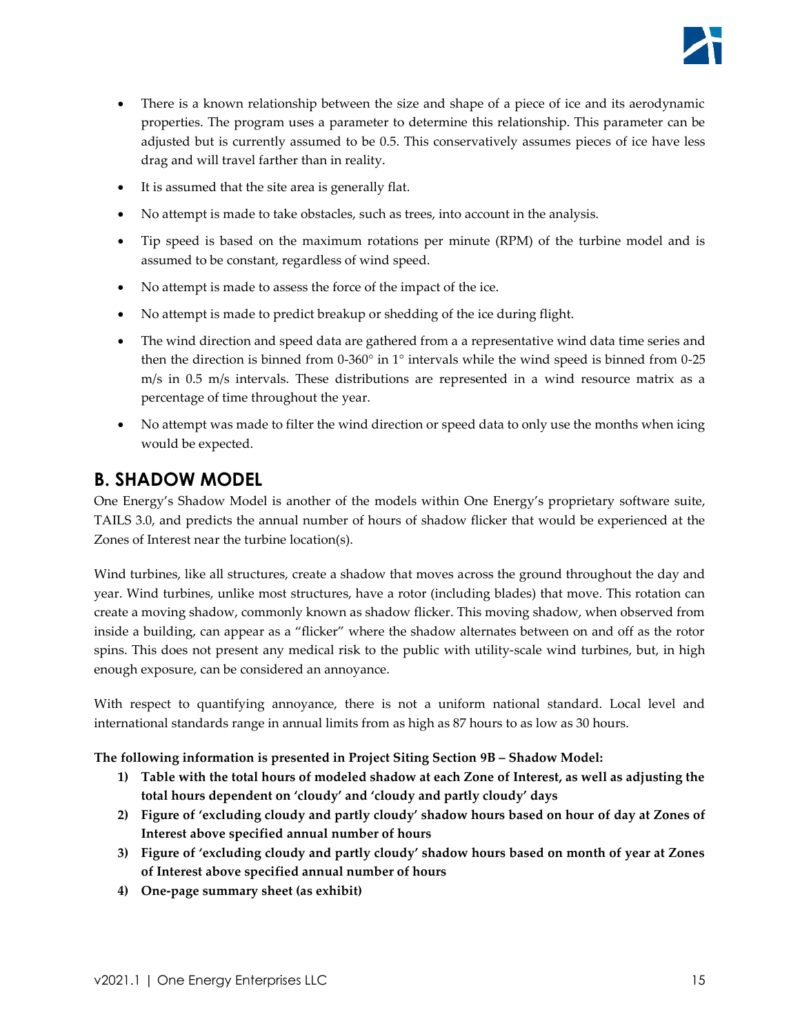- There is a known relationship between the size and shape of a piece of ice and its aerodynamic properties. The program uses a parameter to determine this relationship. This parameter can be adjusted but is currently assumed to be 0.5. This conservatively assumes pieces of ice have less drag and will travel farther than in reality.
- It is assumed that the site area is generally flat.
- No attempt is made to take obstacles, such as trees, into account in the analysis.
- Tip speed is based on the maximum rotations per minute (RPM) of the turbine model and is assumed to be constant, regardless of wind speed.
- No attempt is made to assess the force of the impact of the ice.
- No attempt is made to predict breakup or shedding of the ice during flight.
- The wind direction and speed data are gathered from a a representative wind data time series and then the direction is binned from 0-360° in 1° intervals while the wind speed is binned from 0-25 m/s in 0.5 m/s intervals. These distributions are represented in a wind resource matrix as a percentage of time throughout the year.
- No attempt was made to filter the wind direction or speed data to only use the months when icing would be expected.

## B. SHADOW MODEL

One Energy's Shadow Model is another of the models within One Energy's proprietary software suite, TAILS 3.0, and predicts the annual number of hours of shadow flicker that would be experienced at the Zones of Interest near the turbine location(s).

Wind turbines, like all structures, create a shadow that moves across the ground throughout the day and year. Wind turbines, unlike most structures, have a rotor (including blades) that move. This rotation can create a moving shadow, commonly known as shadow flicker. This moving shadow, when observed from inside a building, can appear as a "flicker" where the shadow alternates between on and off as the rotor spins. This does not present any medical risk to the public with utility-scale wind turbines, but, in high enough exposure, can be considered an annoyance.

With respect to quantifying annoyance, there is not a uniform national standard. Local level and international standards range in annual limits from as high as 87 hours to as low as 30 hours.

**The following information is presented in Project Siting Section 9B – Shadow Model:**

1) **Table with the total hours of modeled shadow at each Zone of Interest, as well as adjusting the total hours dependent on 'cloudy' and 'cloudy and partly cloudy' days**
2) **Figure of 'excluding cloudy and partly cloudy' shadow hours based on hour of day at Zones of Interest above specified annual number of hours**
3) **Figure of 'excluding cloudy and partly cloudy' shadow hours based on month of year at Zones of Interest above specified annual number of hours**
4) **One-page summary sheet (as exhibit)**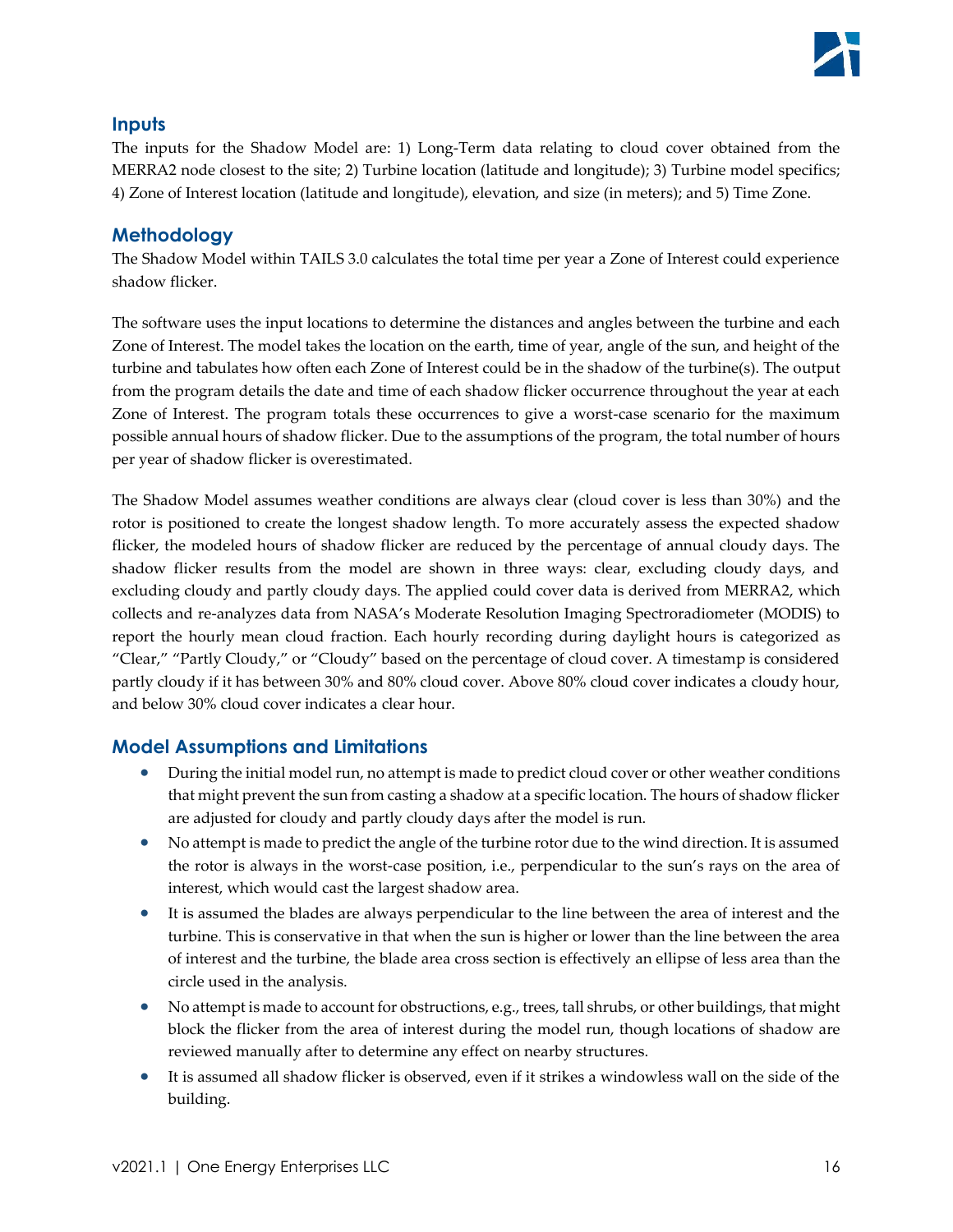## Inputs

The inputs for the Shadow Model are: 1) Long-Term data relating to cloud cover obtained from the MERRA2 node closest to the site; 2) Turbine location (latitude and longitude); 3) Turbine model specifics; 4) Zone of Interest location (latitude and longitude), elevation, and size (in meters); and 5) Time Zone.

## Methodology

The Shadow Model within TAILS 3.0 calculates the total time per year a Zone of Interest could experience shadow flicker.

The software uses the input locations to determine the distances and angles between the turbine and each Zone of Interest. The model takes the location on the earth, time of year, angle of the sun, and height of the turbine and tabulates how often each Zone of Interest could be in the shadow of the turbine(s). The output from the program details the date and time of each shadow flicker occurrence throughout the year at each Zone of Interest. The program totals these occurrences to give a worst-case scenario for the maximum possible annual hours of shadow flicker. Due to the assumptions of the program, the total number of hours per year of shadow flicker is overestimated.

The Shadow Model assumes weather conditions are always clear (cloud cover is less than 30%) and the rotor is positioned to create the longest shadow length. To more accurately assess the expected shadow flicker, the modeled hours of shadow flicker are reduced by the percentage of annual cloudy days. The shadow flicker results from the model are shown in three ways: clear, excluding cloudy days, and excluding cloudy and partly cloudy days. The applied could cover data is derived from MERRA2, which collects and re-analyzes data from NASA's Moderate Resolution Imaging Spectroradiometer (MODIS) to report the hourly mean cloud fraction. Each hourly recording during daylight hours is categorized as "Clear," "Partly Cloudy," or "Cloudy" based on the percentage of cloud cover. A timestamp is considered partly cloudy if it has between 30% and 80% cloud cover. Above 80% cloud cover indicates a cloudy hour, and below 30% cloud cover indicates a clear hour.

## Model Assumptions and Limitations

- During the initial model run, no attempt is made to predict cloud cover or other weather conditions that might prevent the sun from casting a shadow at a specific location. The hours of shadow flicker are adjusted for cloudy and partly cloudy days after the model is run.
- No attempt is made to predict the angle of the turbine rotor due to the wind direction. It is assumed the rotor is always in the worst-case position, i.e., perpendicular to the sun's rays on the area of interest, which would cast the largest shadow area.
- It is assumed the blades are always perpendicular to the line between the area of interest and the turbine. This is conservative in that when the sun is higher or lower than the line between the area of interest and the turbine, the blade area cross section is effectively an ellipse of less area than the circle used in the analysis.
- No attempt is made to account for obstructions, e.g., trees, tall shrubs, or other buildings, that might block the flicker from the area of interest during the model run, though locations of shadow are reviewed manually after to determine any effect on nearby structures.
- It is assumed all shadow flicker is observed, even if it strikes a windowless wall on the side of the building.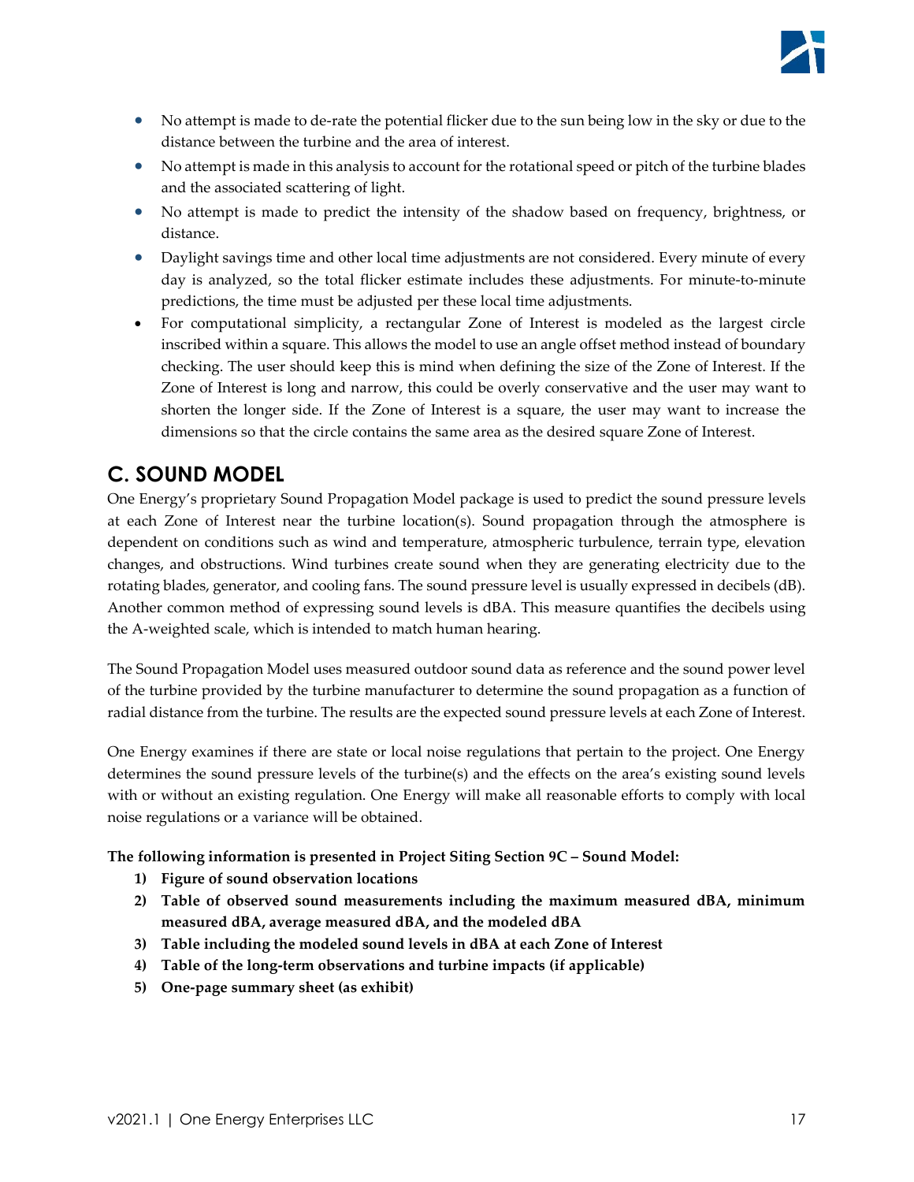- No attempt is made to de-rate the potential flicker due to the sun being low in the sky or due to the distance between the turbine and the area of interest.
- No attempt is made in this analysis to account for the rotational speed or pitch of the turbine blades and the associated scattering of light.
- No attempt is made to predict the intensity of the shadow based on frequency, brightness, or distance.
- Daylight savings time and other local time adjustments are not considered. Every minute of every day is analyzed, so the total flicker estimate includes these adjustments. For minute-to-minute predictions, the time must be adjusted per these local time adjustments.
- For computational simplicity, a rectangular Zone of Interest is modeled as the largest circle inscribed within a square. This allows the model to use an angle offset method instead of boundary checking. The user should keep this is mind when defining the size of the Zone of Interest. If the Zone of Interest is long and narrow, this could be overly conservative and the user may want to shorten the longer side. If the Zone of Interest is a square, the user may want to increase the dimensions so that the circle contains the same area as the desired square Zone of Interest.

## C. SOUND MODEL

One Energy's proprietary Sound Propagation Model package is used to predict the sound pressure levels at each Zone of Interest near the turbine location(s). Sound propagation through the atmosphere is dependent on conditions such as wind and temperature, atmospheric turbulence, terrain type, elevation changes, and obstructions. Wind turbines create sound when they are generating electricity due to the rotating blades, generator, and cooling fans. The sound pressure level is usually expressed in decibels (dB). Another common method of expressing sound levels is dBA. This measure quantifies the decibels using the A-weighted scale, which is intended to match human hearing.

The Sound Propagation Model uses measured outdoor sound data as reference and the sound power level of the turbine provided by the turbine manufacturer to determine the sound propagation as a function of radial distance from the turbine. The results are the expected sound pressure levels at each Zone of Interest.

One Energy examines if there are state or local noise regulations that pertain to the project. One Energy determines the sound pressure levels of the turbine(s) and the effects on the area's existing sound levels with or without an existing regulation. One Energy will make all reasonable efforts to comply with local noise regulations or a variance will be obtained.

**The following information is presented in Project Siting Section 9C – Sound Model:**

1) **Figure of sound observation locations**
2) **Table of observed sound measurements including the maximum measured dBA, minimum measured dBA, average measured dBA, and the modeled dBA**
3) **Table including the modeled sound levels in dBA at each Zone of Interest**
4) **Table of the long-term observations and turbine impacts (if applicable)**
5) **One-page summary sheet (as exhibit)**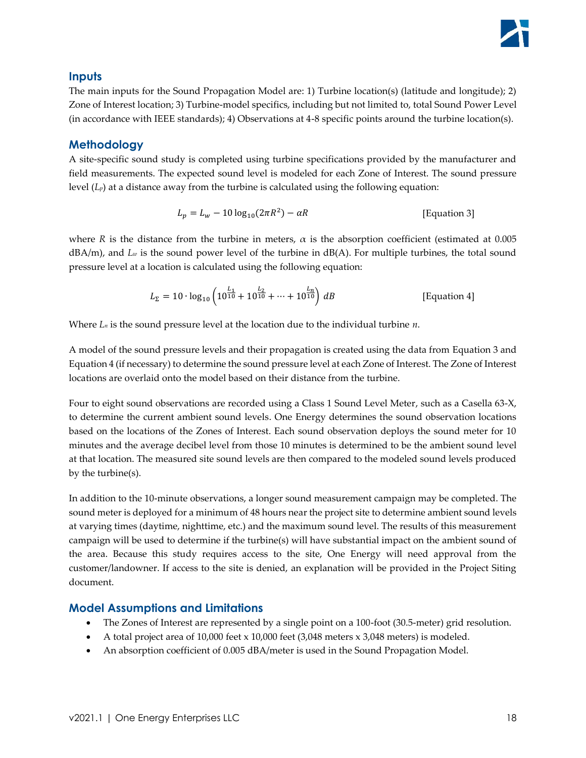## Inputs

The main inputs for the Sound Propagation Model are: 1) Turbine location(s) (latitude and longitude); 2) Zone of Interest location; 3) Turbine-model specifics, including but not limited to, total Sound Power Level (in accordance with IEEE standards); 4) Observations at 4-8 specific points around the turbine location(s).

## Methodology

A site-specific sound study is completed using turbine specifications provided by the manufacturer and field measurements. The expected sound level is modeled for each Zone of Interest. The sound pressure level ($L_p$) at a distance away from the turbine is calculated using the following equation:

$$L_p = L_w - 10\log_{10}(2\pi R^2) - \alpha R \qquad \text{[Equation 3]}$$

where $R$ is the distance from the turbine in meters, $\alpha$ is the absorption coefficient (estimated at 0.005 dBA/m), and $L_w$ is the sound power level of the turbine in dB(A). For multiple turbines, the total sound pressure level at a location is calculated using the following equation:

$$L_\Sigma = 10 \cdot \log_{10}\left(10^{\frac{L_1}{10}} + 10^{\frac{L_2}{10}} + \cdots + 10^{\frac{L_n}{10}}\right) dB \qquad \text{[Equation 4]}$$

Where $L_n$ is the sound pressure level at the location due to the individual turbine $n$.

A model of the sound pressure levels and their propagation is created using the data from Equation 3 and Equation 4 (if necessary) to determine the sound pressure level at each Zone of Interest. The Zone of Interest locations are overlaid onto the model based on their distance from the turbine.

Four to eight sound observations are recorded using a Class 1 Sound Level Meter, such as a Casella 63-X, to determine the current ambient sound levels. One Energy determines the sound observation locations based on the locations of the Zones of Interest. Each sound observation deploys the sound meter for 10 minutes and the average decibel level from those 10 minutes is determined to be the ambient sound level at that location. The measured site sound levels are then compared to the modeled sound levels produced by the turbine(s).

In addition to the 10-minute observations, a longer sound measurement campaign may be completed. The sound meter is deployed for a minimum of 48 hours near the project site to determine ambient sound levels at varying times (daytime, nighttime, etc.) and the maximum sound level. The results of this measurement campaign will be used to determine if the turbine(s) will have substantial impact on the ambient sound of the area. Because this study requires access to the site, One Energy will need approval from the customer/landowner. If access to the site is denied, an explanation will be provided in the Project Siting document.

## Model Assumptions and Limitations

- The Zones of Interest are represented by a single point on a 100-foot (30.5-meter) grid resolution.
- A total project area of 10,000 feet x 10,000 feet (3,048 meters x 3,048 meters) is modeled.
- An absorption coefficient of 0.005 dBA/meter is used in the Sound Propagation Model.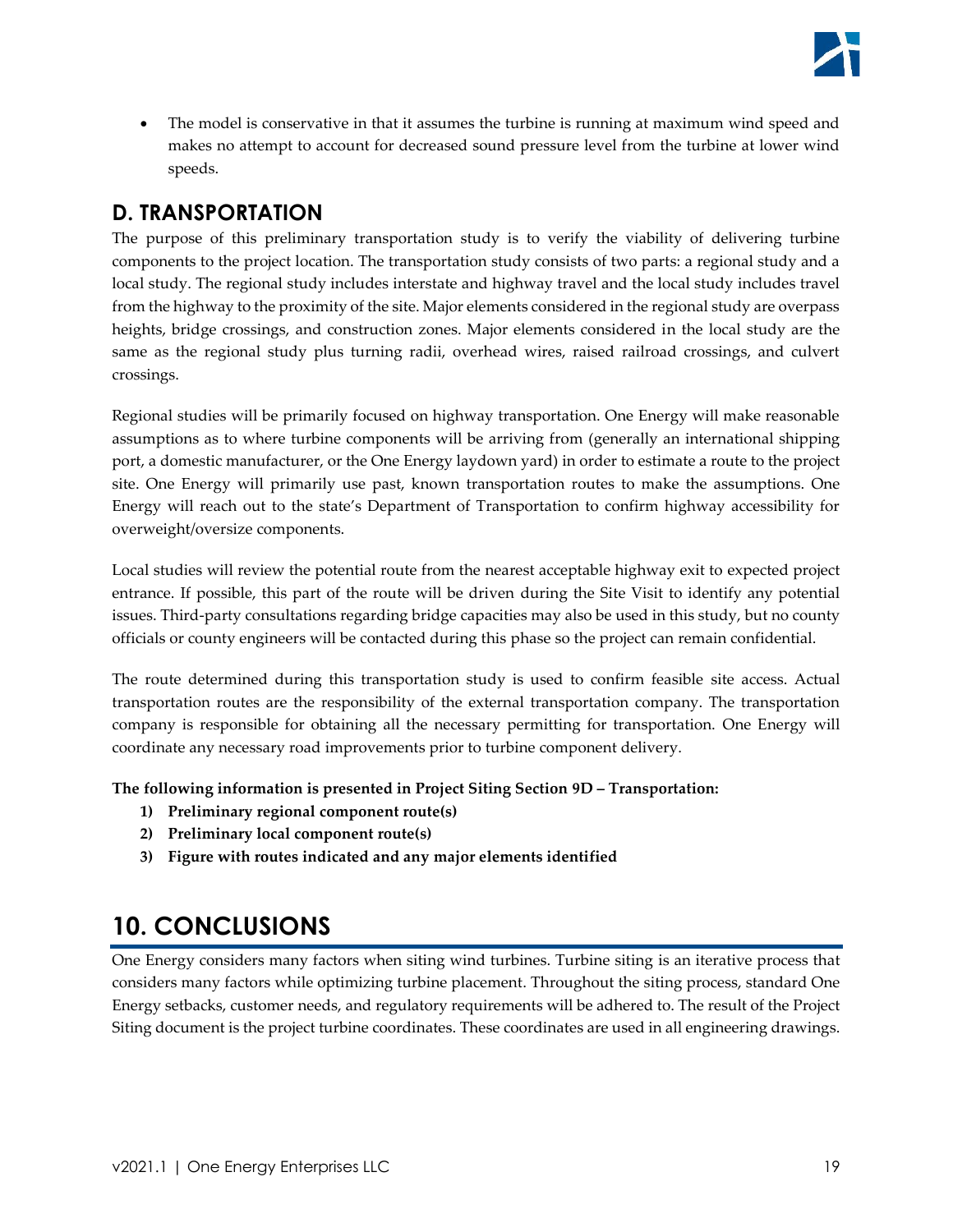- The model is conservative in that it assumes the turbine is running at maximum wind speed and makes no attempt to account for decreased sound pressure level from the turbine at lower wind speeds.

## D. TRANSPORTATION

The purpose of this preliminary transportation study is to verify the viability of delivering turbine components to the project location. The transportation study consists of two parts: a regional study and a local study. The regional study includes interstate and highway travel and the local study includes travel from the highway to the proximity of the site. Major elements considered in the regional study are overpass heights, bridge crossings, and construction zones. Major elements considered in the local study are the same as the regional study plus turning radii, overhead wires, raised railroad crossings, and culvert crossings.

Regional studies will be primarily focused on highway transportation. One Energy will make reasonable assumptions as to where turbine components will be arriving from (generally an international shipping port, a domestic manufacturer, or the One Energy laydown yard) in order to estimate a route to the project site. One Energy will primarily use past, known transportation routes to make the assumptions. One Energy will reach out to the state's Department of Transportation to confirm highway accessibility for overweight/oversize components.

Local studies will review the potential route from the nearest acceptable highway exit to expected project entrance. If possible, this part of the route will be driven during the Site Visit to identify any potential issues. Third-party consultations regarding bridge capacities may also be used in this study, but no county officials or county engineers will be contacted during this phase so the project can remain confidential.

The route determined during this transportation study is used to confirm feasible site access. Actual transportation routes are the responsibility of the external transportation company. The transportation company is responsible for obtaining all the necessary permitting for transportation. One Energy will coordinate any necessary road improvements prior to turbine component delivery.

**The following information is presented in Project Siting Section 9D – Transportation:**

1) **Preliminary regional component route(s)**
2) **Preliminary local component route(s)**
3) **Figure with routes indicated and any major elements identified**

# 10. CONCLUSIONS

One Energy considers many factors when siting wind turbines. Turbine siting is an iterative process that considers many factors while optimizing turbine placement. Throughout the siting process, standard One Energy setbacks, customer needs, and regulatory requirements will be adhered to. The result of the Project Siting document is the project turbine coordinates. These coordinates are used in all engineering drawings.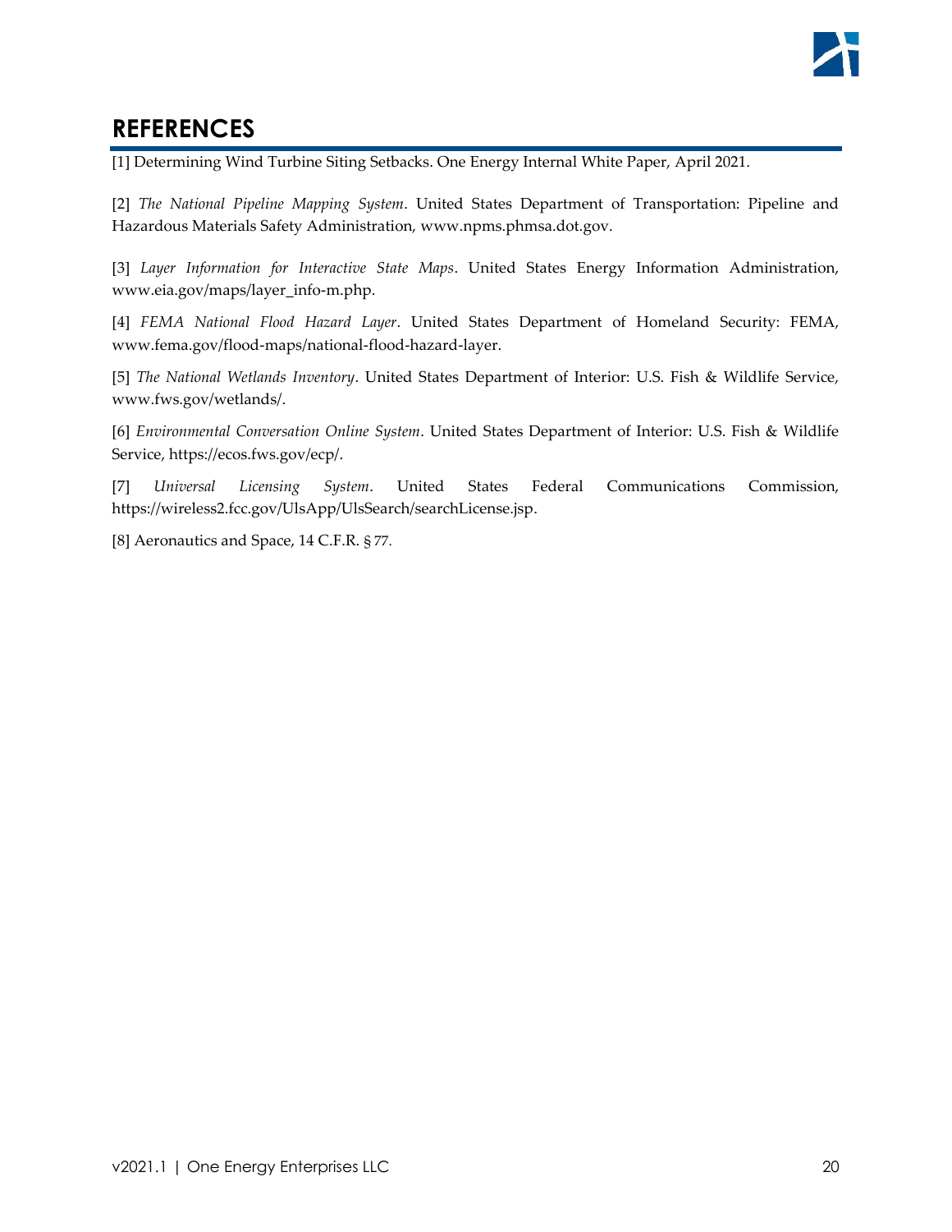# REFERENCES

[1] Determining Wind Turbine Siting Setbacks. One Energy Internal White Paper, April 2021.

[2] *The National Pipeline Mapping System*. United States Department of Transportation: Pipeline and Hazardous Materials Safety Administration, www.npms.phmsa.dot.gov.

[3] *Layer Information for Interactive State Maps*. United States Energy Information Administration, www.eia.gov/maps/layer_info-m.php.

[4] *FEMA National Flood Hazard Layer*. United States Department of Homeland Security: FEMA, www.fema.gov/flood-maps/national-flood-hazard-layer.

[5] *The National Wetlands Inventory*. United States Department of Interior: U.S. Fish & Wildlife Service, www.fws.gov/wetlands/.

[6] *Environmental Conversation Online System*. United States Department of Interior: U.S. Fish & Wildlife Service, https://ecos.fws.gov/ecp/.

[7] *Universal Licensing System*. United States Federal Communications Commission, https://wireless2.fcc.gov/UlsApp/UlsSearch/searchLicense.jsp.

[8] Aeronautics and Space, 14 C.F.R. § 77.